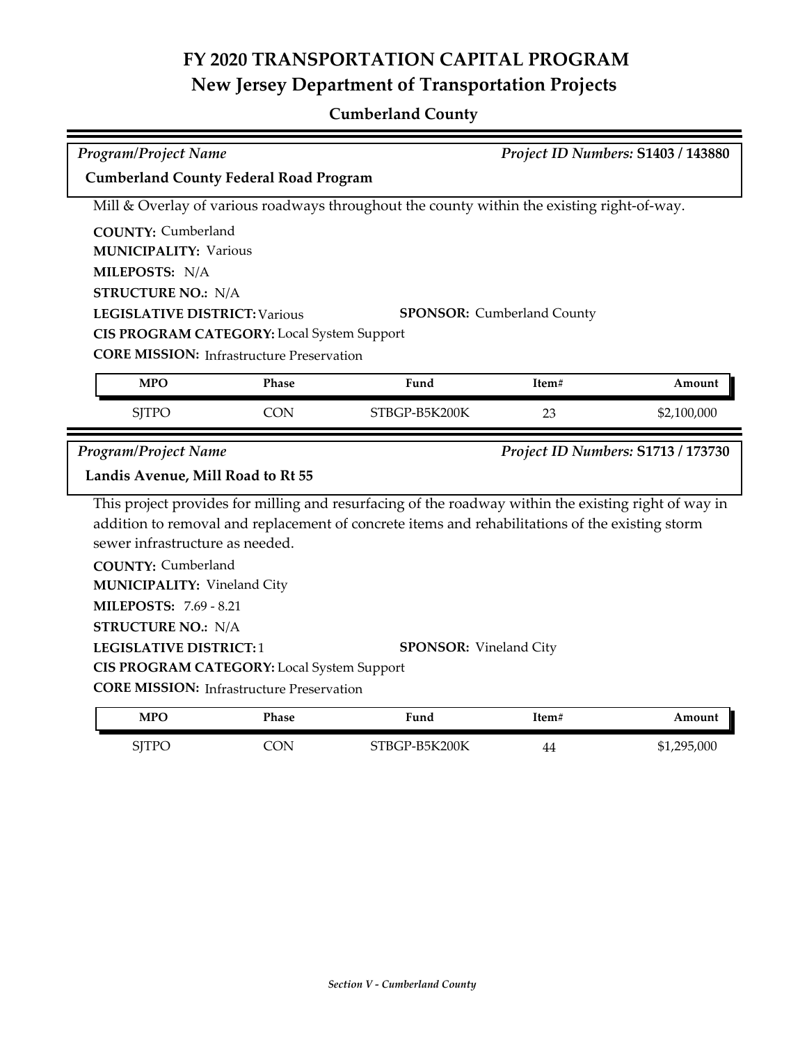# FY 2020 TRANSPORTATION CAPITAL PROGRAM
## New Jersey Department of Transportation Projects

### Cumberland County

*Program/Project Name* | *Project ID Numbers:* **S1403 / 143880**

**Cumberland County Federal Road Program**

Mill & Overlay of various roadways throughout the county within the existing right-of-way.

**COUNTY:** Cumberland
**MUNICIPALITY:** Various
**MILEPOSTS:** N/A
**STRUCTURE NO.:** N/A
**LEGISLATIVE DISTRICT:** Various
**SPONSOR:** Cumberland County
**CIS PROGRAM CATEGORY:** Local System Support
**CORE MISSION:** Infrastructure Preservation

| MPO | Phase | Fund | Item# | Amount |
|---|---|---|---|---|
| SJTPO | CON | STBGP-B5K200K | 23 | $2,100,000 |

*Program/Project Name* | *Project ID Numbers:* **S1713 / 173730**

**Landis Avenue, Mill Road to Rt 55**

This project provides for milling and resurfacing of the roadway within the existing right of way in addition to removal and replacement of concrete items and rehabilitations of the existing storm sewer infrastructure as needed.

**COUNTY:** Cumberland
**MUNICIPALITY:** Vineland City
**MILEPOSTS:** 7.69 - 8.21
**STRUCTURE NO.:** N/A
**LEGISLATIVE DISTRICT:** 1
**SPONSOR:** Vineland City
**CIS PROGRAM CATEGORY:** Local System Support
**CORE MISSION:** Infrastructure Preservation

| MPO | Phase | Fund | Item# | Amount |
|---|---|---|---|---|
| SJTPO | CON | STBGP-B5K200K | 44 | $1,295,000 |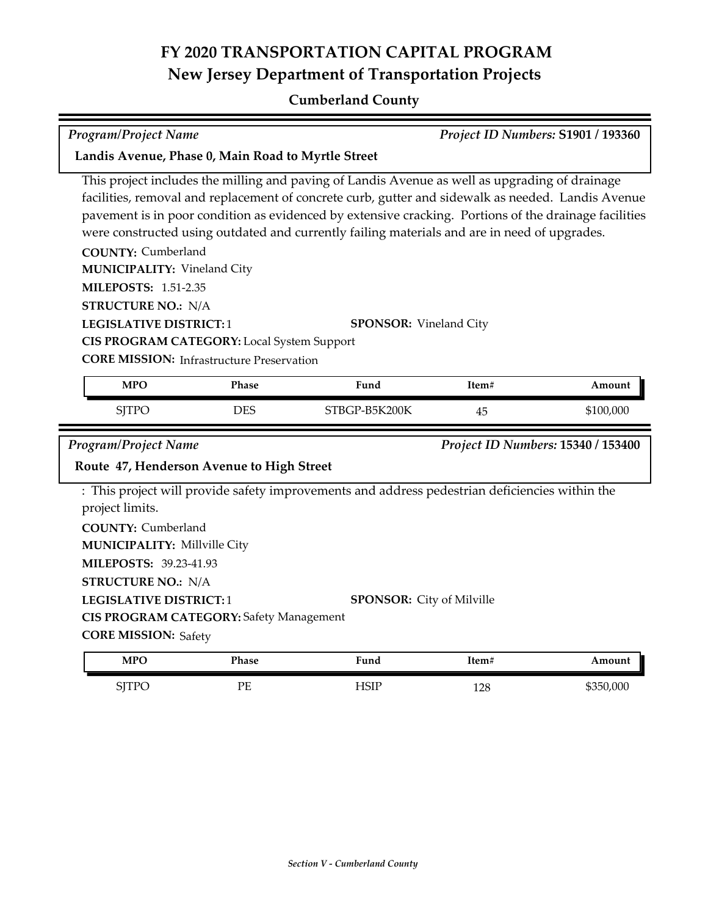# FY 2020 TRANSPORTATION CAPITAL PROGRAM
## New Jersey Department of Transportation Projects
### Cumberland County

*Program/Project Name* — *Project ID Numbers:* **S1901 / 193360**

**Landis Avenue, Phase 0, Main Road to Myrtle Street**

This project includes the milling and paving of Landis Avenue as well as upgrading of drainage facilities, removal and replacement of concrete curb, gutter and sidewalk as needed. Landis Avenue pavement is in poor condition as evidenced by extensive cracking. Portions of the drainage facilities were constructed using outdated and currently failing materials and are in need of upgrades.

**COUNTY:** Cumberland
**MUNICIPALITY:** Vineland City
**MILEPOSTS:** 1.51-2.35
**STRUCTURE NO.:** N/A
**LEGISLATIVE DISTRICT:** 1
**SPONSOR:** Vineland City
**CIS PROGRAM CATEGORY:** Local System Support
**CORE MISSION:** Infrastructure Preservation

| MPO | Phase | Fund | Item# | Amount |
|---|---|---|---|---|
| SJTPO | DES | STBGP-B5K200K | 45 | $100,000 |

*Program/Project Name* — *Project ID Numbers:* **15340 / 153400**

**Route 47, Henderson Avenue to High Street**

: This project will provide safety improvements and address pedestrian deficiencies within the project limits.

**COUNTY:** Cumberland
**MUNICIPALITY:** Millville City
**MILEPOSTS:** 39.23-41.93
**STRUCTURE NO.:** N/A
**LEGISLATIVE DISTRICT:** 1
**SPONSOR:** City of Milville
**CIS PROGRAM CATEGORY:** Safety Management
**CORE MISSION:** Safety

| MPO | Phase | Fund | Item# | Amount |
|---|---|---|---|---|
| SJTPO | PE | HSIP | 128 | $350,000 |